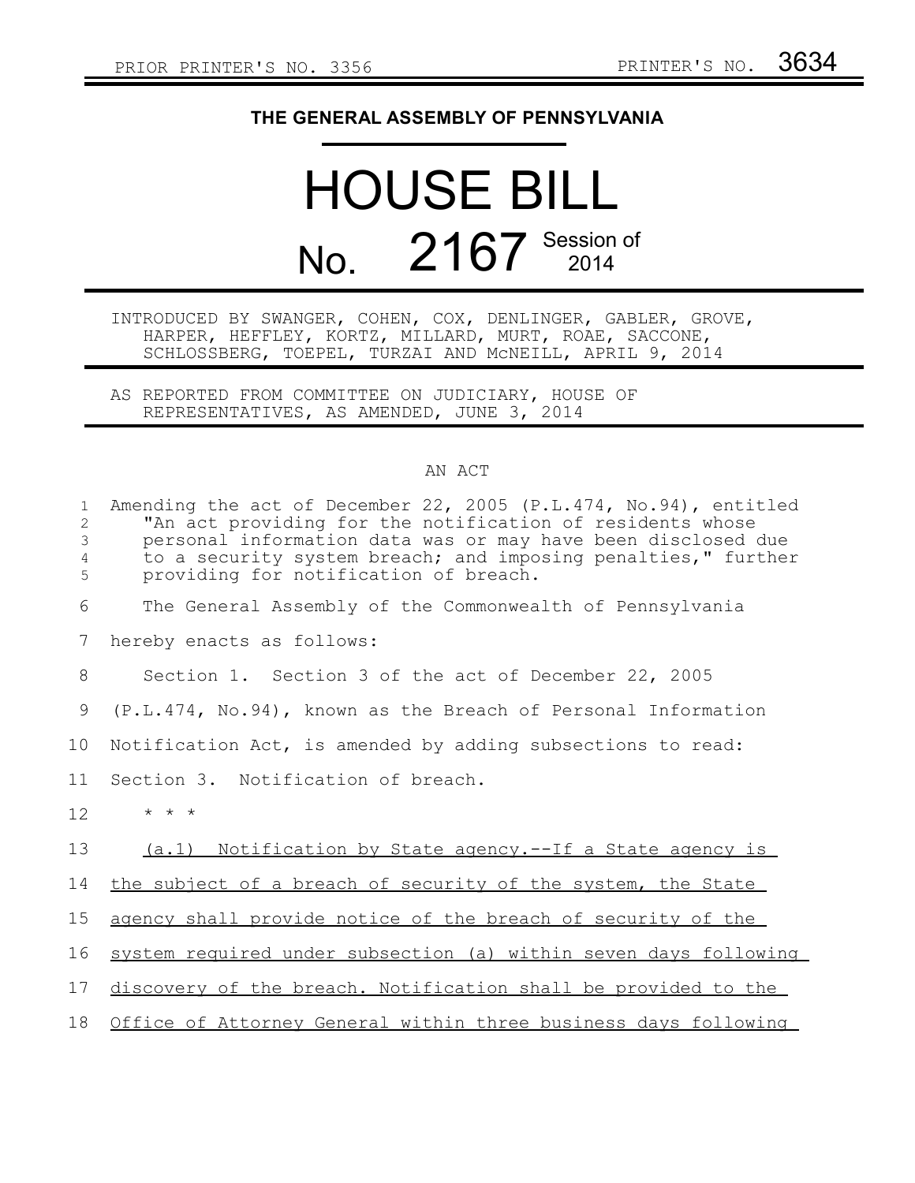PRIOR PRINTER'S NO. 3356 PRINTER'S NO. 3634

**THE GENERAL ASSEMBLY OF PENNSYLVANIA**

# HOUSE BILL

# No. 2167 Session of 2014

INTRODUCED BY SWANGER, COHEN, COX, DENLINGER, GABLER, GROVE, HARPER, HEFFLEY, KORTZ, MILLARD, MURT, ROAE, SACCONE, SCHLOSSBERG, TOEPEL, TURZAI AND McNEILL, APRIL 9, 2014

AS REPORTED FROM COMMITTEE ON JUDICIARY, HOUSE OF REPRESENTATIVES, AS AMENDED, JUNE 3, 2014

## AN ACT

1 Amending the act of December 22, 2005 (P.L.474, No.94), entitled
2 "An act providing for the notification of residents whose
3 personal information data was or may have been disclosed due
4 to a security system breach; and imposing penalties," further
5 providing for notification of breach.

6 The General Assembly of the Commonwealth of Pennsylvania
7 hereby enacts as follows:

8 Section 1. Section 3 of the act of December 22, 2005
9 (P.L.474, No.94), known as the Breach of Personal Information
10 Notification Act, is amended by adding subsections to read:

11 Section 3. Notification of breach.

12 * * *

13 <u>(a.1) Notification by State agency.--If a State agency is</u>
14 <u>the subject of a breach of security of the system, the State</u>
15 <u>agency shall provide notice of the breach of security of the</u>
16 <u>system required under subsection (a) within seven days following</u>
17 <u>discovery of the breach. Notification shall be provided to the</u>
18 <u>Office of Attorney General within three business days following</u>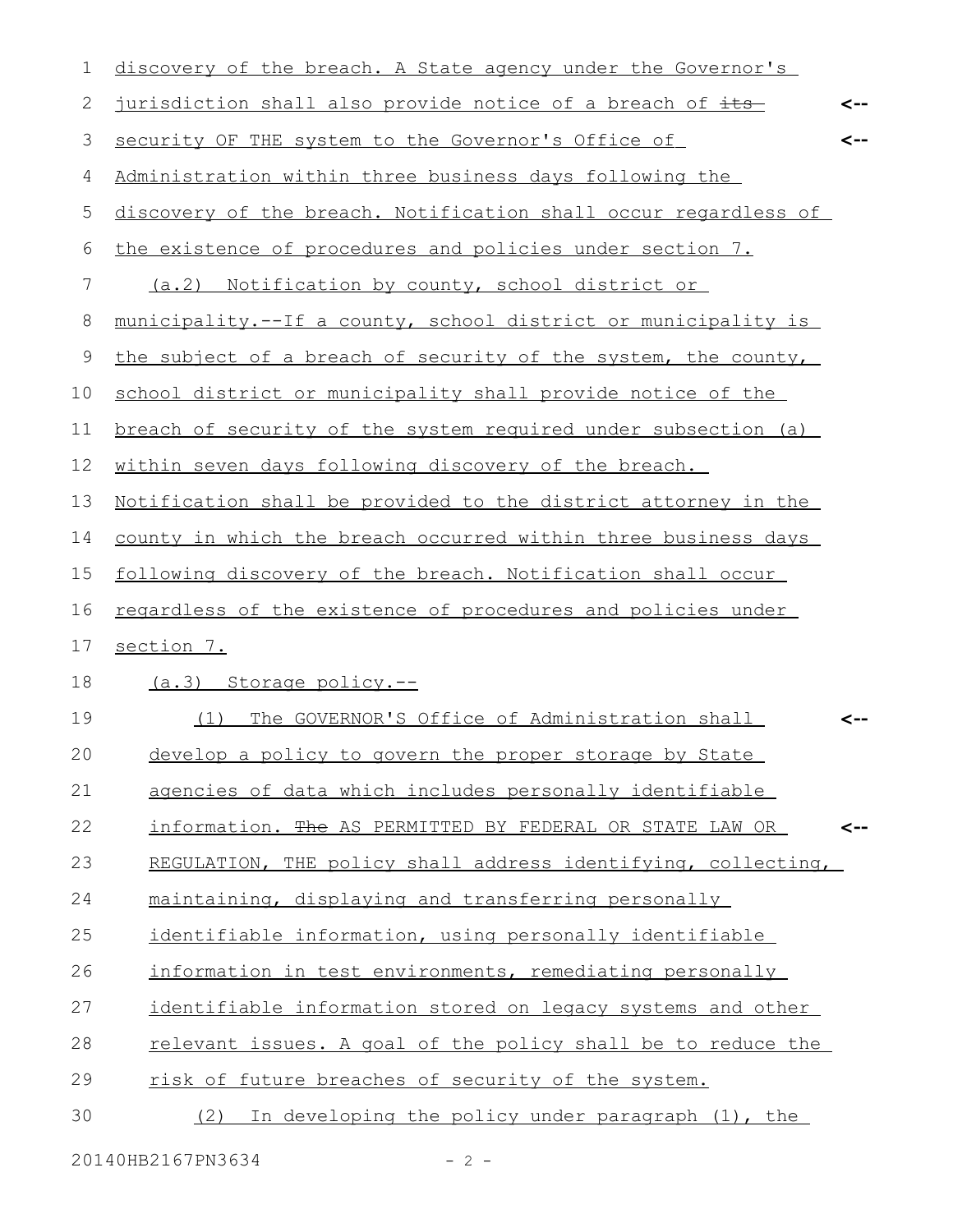discovery of the breach. A State agency under the Governor's jurisdiction shall also provide notice of a breach of ~~its~~ security OF THE system to the Governor's Office of Administration within three business days following the discovery of the breach. Notification shall occur regardless of the existence of procedures and policies under section 7.

(a.2) Notification by county, school district or municipality.--If a county, school district or municipality is the subject of a breach of security of the system, the county, school district or municipality shall provide notice of the breach of security of the system required under subsection (a) within seven days following discovery of the breach. Notification shall be provided to the district attorney in the county in which the breach occurred within three business days following discovery of the breach. Notification shall occur regardless of the existence of procedures and policies under section 7.

(a.3) Storage policy.--

(1) The GOVERNOR'S Office of Administration shall develop a policy to govern the proper storage by State agencies of data which includes personally identifiable information. ~~The~~ AS PERMITTED BY FEDERAL OR STATE LAW OR REGULATION, THE policy shall address identifying, collecting, maintaining, displaying and transferring personally identifiable information, using personally identifiable information in test environments, remediating personally identifiable information stored on legacy systems and other relevant issues. A goal of the policy shall be to reduce the risk of future breaches of security of the system.

(2) In developing the policy under paragraph (1), the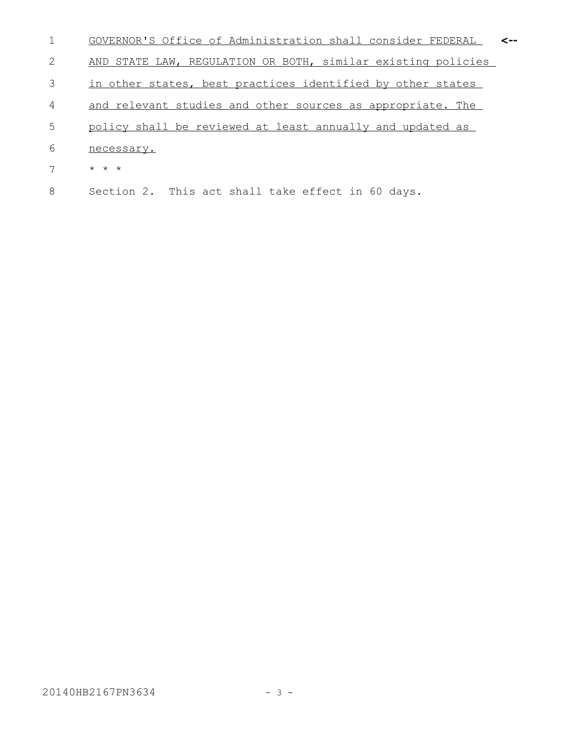GOVERNOR'S Office of Administration shall consider FEDERAL AND STATE LAW, REGULATION OR BOTH, similar existing policies in other states, best practices identified by other states and relevant studies and other sources as appropriate. The policy shall be reviewed at least annually and updated as necessary.

* * *

Section 2. This act shall take effect in 60 days.